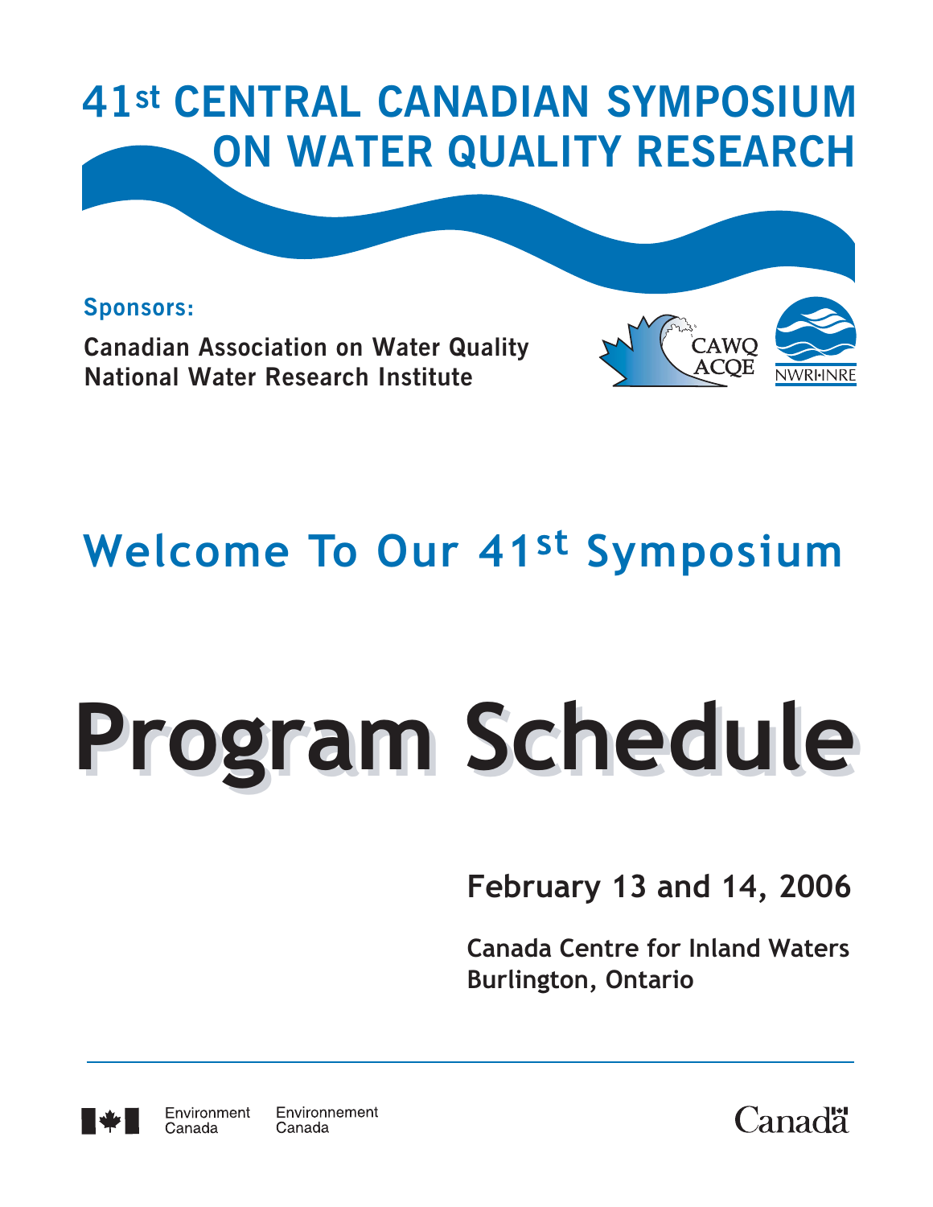# 41st CENTRAL CANADIAN SYMPOSIUM ON WATER QUALITY RESEARCH

**Sponsors:**

**Canadian Association on Water Quality**
**National Water Research Institute**

CAWQ ACQE

NWRI·INRE

## Welcome To Our 41st Symposium

# Program Schedule

**February 13 and 14, 2006**

**Canada Centre for Inland Waters**
**Burlington, Ontario**

Environment Canada Environnement Canada

Canada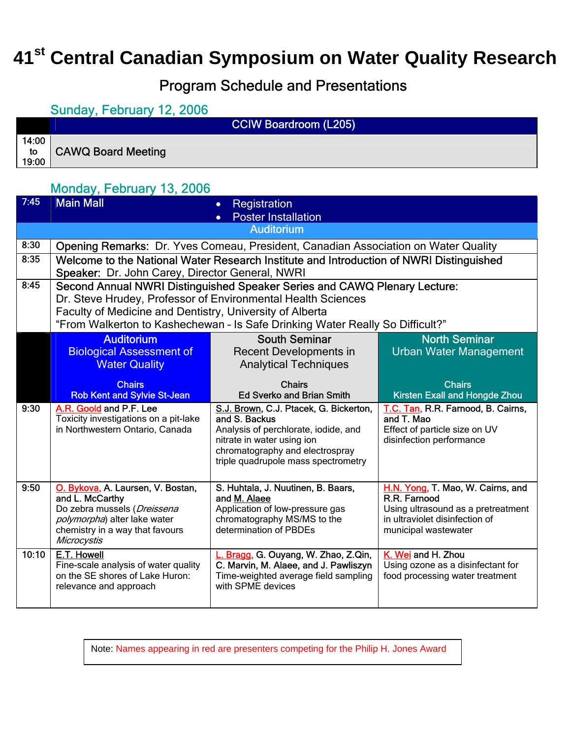# 41st Central Canadian Symposium on Water Quality Research

## Program Schedule and Presentations

### Sunday, February 12, 2006

| | CCIW Boardroom (L205) |
|---|---|
| 14:00 to 19:00 | CAWQ Board Meeting |

### Monday, February 13, 2006

| | | |
|---|---|---|
| 7:45 | Main Mall | • Registration<br>• Poster Installation |

| | Auditorium |
|---|---|
| 8:30 | **Opening Remarks:** Dr. Yves Comeau, President, Canadian Association on Water Quality |
| 8:35 | **Welcome to the National Water Research Institute and Introduction of NWRI Distinguished Speaker:** Dr. John Carey, Director General, NWRI |
| 8:45 | **Second Annual NWRI Distinguished Speaker Series and CAWQ Plenary Lecture:**<br>Dr. Steve Hrudey, Professor of Environmental Health Sciences<br>Faculty of Medicine and Dentistry, University of Alberta<br>"From Walkerton to Kashechewan – Is Safe Drinking Water Really So Difficult?" |

| | Auditorium<br>Biological Assessment of Water Quality<br><br>Chairs<br>Rob Kent and Sylvie St-Jean | South Seminar<br>Recent Developments in Analytical Techniques<br><br>Chairs<br>Ed Sverko and Brian Smith | North Seminar<br>Urban Water Management<br><br>Chairs<br>Kirsten Exall and Hongde Zhou |
|---|---|---|---|
| 9:30 | A.R. Goold and P.F. Lee<br>Toxicity investigations on a pit-lake in Northwestern Ontario, Canada | S.J. Brown, C.J. Ptacek, G. Bickerton, and S. Backus<br>Analysis of perchlorate, iodide, and nitrate in water using ion chromatography and electrospray triple quadrupole mass spectrometry | T.C. Tan, R.R. Farnood, B. Cairns, and T. Mao<br>Effect of particle size on UV disinfection performance |
| 9:50 | O. Bykova, A. Laursen, V. Bostan, and L. McCarthy<br>Do zebra mussels (*Dreissena polymorpha*) alter lake water chemistry in a way that favours *Microcystis* | S. Huhtala, J. Nuutinen, B. Baars, and M. Alaee<br>Application of low-pressure gas chromatography MS/MS to the determination of PBDEs | H.N. Yong, T. Mao, W. Cairns, and R.R. Farnood<br>Using ultrasound as a pretreatment in ultraviolet disinfection of municipal wastewater |
| 10:10 | E.T. Howell<br>Fine-scale analysis of water quality on the SE shores of Lake Huron: relevance and approach | L. Bragg, G. Ouyang, W. Zhao, Z.Qin, C. Marvin, M. Alaee, and J. Pawliszyn<br>Time-weighted average field sampling with SPME devices | K. Wei and H. Zhou<br>Using ozone as a disinfectant for food processing water treatment |

Note: Names appearing in red are presenters competing for the Philip H. Jones Award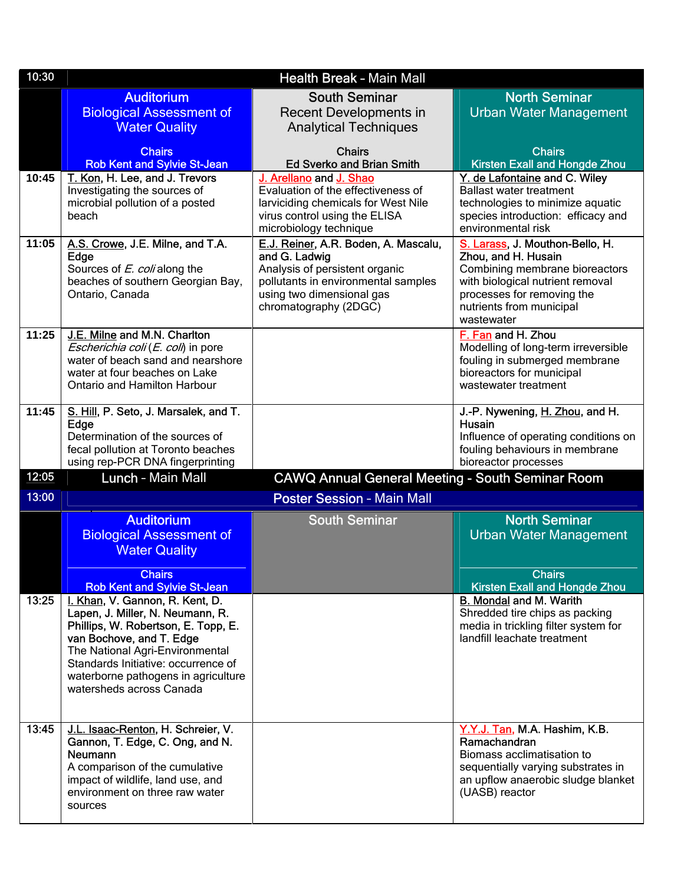| 10:30 | Health Break - Main Mall | | |
|---|---|---|---|
| | **Auditorium** Biological Assessment of Water Quality<br>Chairs<br>Rob Kent and Sylvie St-Jean | **South Seminar** Recent Developments in Analytical Techniques<br>Chairs<br>Ed Sverko and Brian Smith | **North Seminar** Urban Water Management<br>Chairs<br>Kirsten Exall and Hongde Zhou |
| **10:45** | T. Kon, H. Lee, and J. Trevors<br>Investigating the sources of microbial pollution of a posted beach | J. Arellano and J. Shao<br>Evaluation of the effectiveness of larviciding chemicals for West Nile virus control using the ELISA microbiology technique | Y. de Lafontaine and C. Wiley<br>Ballast water treatment technologies to minimize aquatic species introduction: efficacy and environmental risk |
| **11:05** | A.S. Crowe, J.E. Milne, and T.A. Edge<br>Sources of *E. coli* along the beaches of southern Georgian Bay, Ontario, Canada | E.J. Reiner, A.R. Boden, A. Mascalu, and G. Ladwig<br>Analysis of persistent organic pollutants in environmental samples using two dimensional gas chromatography (2DGC) | S. Larass, J. Mouthon-Bello, H. Zhou, and H. Husain<br>Combining membrane bioreactors with biological nutrient removal processes for removing the nutrients from municipal wastewater |
| **11:25** | J.E. Milne and M.N. Charlton<br>*Escherichia coli* (*E. coli*) in pore water of beach sand and nearshore water at four beaches on Lake Ontario and Hamilton Harbour | | F. Fan and H. Zhou<br>Modelling of long-term irreversible fouling in submerged membrane bioreactors for municipal wastewater treatment |
| **11:45** | S. Hill, P. Seto, J. Marsalek, and T. Edge<br>Determination of the sources of fecal pollution at Toronto beaches using rep-PCR DNA fingerprinting | | J.-P. Nywening, H. Zhou, and H. Husain<br>Influence of operating conditions on fouling behaviours in membrane bioreactor processes |
| 12:05 | Lunch - Main Mall | CAWQ Annual General Meeting - South Seminar Room | |
| 13:00 | Poster Session - Main Mall | | |
| | **Auditorium** Biological Assessment of Water Quality<br>Chairs<br>Rob Kent and Sylvie St-Jean | **South Seminar** | **North Seminar** Urban Water Management<br>Chairs<br>Kirsten Exall and Hongde Zhou |
| 13:25 | I. Khan, V. Gannon, R. Kent, D. Lapen, J. Miller, N. Neumann, R. Phillips, W. Robertson, E. Topp, E. van Bochove, and T. Edge<br>The National Agri-Environmental Standards Initiative: occurrence of waterborne pathogens in agriculture watersheds across Canada | | B. Mondal and M. Warith<br>Shredded tire chips as packing media in trickling filter system for landfill leachate treatment |
| 13:45 | J.L. Isaac-Renton, H. Schreier, V. Gannon, T. Edge, C. Ong, and N. Neumann<br>A comparison of the cumulative impact of wildlife, land use, and environment on three raw water sources | | Y.Y.J. Tan, M.A. Hashim, K.B. Ramachandran<br>Biomass acclimatisation to sequentially varying substrates in an upflow anaerobic sludge blanket (UASB) reactor |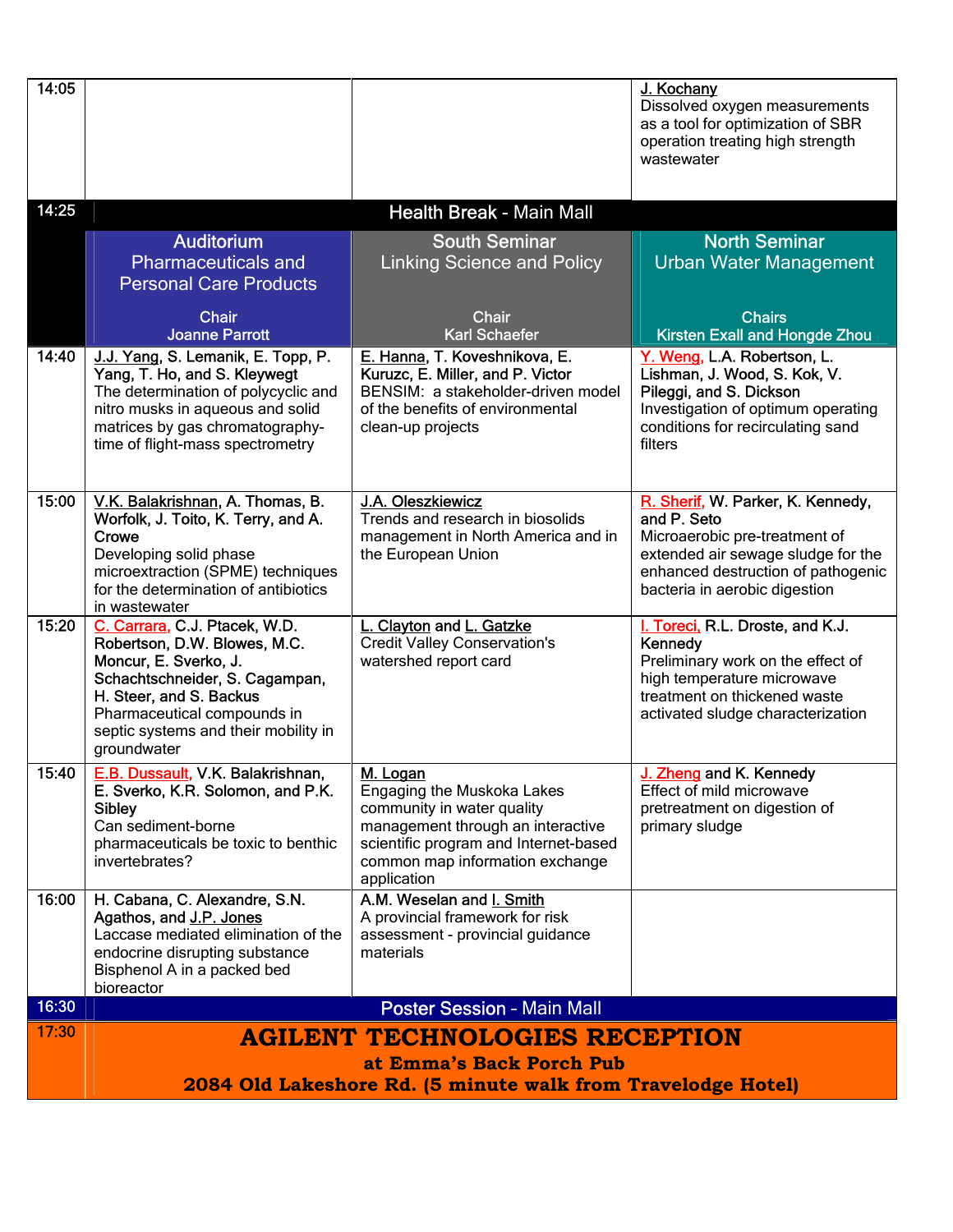| Time | Auditorium | South Seminar | North Seminar |
|---|---|---|---|
| 14:05 | | | J. Kochany<br>Dissolved oxygen measurements as a tool for optimization of SBR operation treating high strength wastewater |
| 14:25 | Health Break - Main Mall | | |
| | **Auditorium**<br>Pharmaceuticals and Personal Care Products<br><br>Chair<br>Joanne Parrott | **South Seminar**<br>Linking Science and Policy<br><br>Chair<br>Karl Schaefer | **North Seminar**<br>Urban Water Management<br><br>Chairs<br>Kirsten Exall and Hongde Zhou |
| 14:40 | J.J. Yang, S. Lemanik, E. Topp, P. Yang, T. Ho, and S. Kleywegt<br>The determination of polycyclic and nitro musks in aqueous and solid matrices by gas chromatography-time of flight-mass spectrometry | E. Hanna, T. Koveshnikova, E. Kuruzc, E. Miller, and P. Victor<br>BENSIM: a stakeholder-driven model of the benefits of environmental clean-up projects | Y. Weng, L.A. Robertson, L. Lishman, J. Wood, S. Kok, V. Pileggi, and S. Dickson<br>Investigation of optimum operating conditions for recirculating sand filters |
| 15:00 | V.K. Balakrishnan, A. Thomas, B. Worfolk, J. Toito, K. Terry, and A. Crowe<br>Developing solid phase microextraction (SPME) techniques for the determination of antibiotics in wastewater | J.A. Oleszkiewicz<br>Trends and research in biosolids management in North America and in the European Union | R. Sherif, W. Parker, K. Kennedy, and P. Seto<br>Microaerobic pre-treatment of extended air sewage sludge for the enhanced destruction of pathogenic bacteria in aerobic digestion |
| 15:20 | C. Carrara, C.J. Ptacek, W.D. Robertson, D.W. Blowes, M.C. Moncur, E. Sverko, J. Schachtschneider, S. Cagampan, H. Steer, and S. Backus<br>Pharmaceutical compounds in septic systems and their mobility in groundwater | L. Clayton and L. Gatzke<br>Credit Valley Conservation's watershed report card | I. Toreci, R.L. Droste, and K.J. Kennedy<br>Preliminary work on the effect of high temperature microwave treatment on thickened waste activated sludge characterization |
| 15:40 | E.B. Dussault, V.K. Balakrishnan, E. Sverko, K.R. Solomon, and P.K. Sibley<br>Can sediment-borne pharmaceuticals be toxic to benthic invertebrates? | M. Logan<br>Engaging the Muskoka Lakes community in water quality management through an interactive scientific program and Internet-based common map information exchange application | J. Zheng and K. Kennedy<br>Effect of mild microwave pretreatment on digestion of primary sludge |
| 16:00 | H. Cabana, C. Alexandre, S.N. Agathos, and J.P. Jones<br>Laccase mediated elimination of the endocrine disrupting substance Bisphenol A in a packed bed bioreactor | A.M. Weselan and I. Smith<br>A provincial framework for risk assessment - provincial guidance materials | |
| 16:30 | Poster Session - Main Mall | | |
| 17:30 | **AGILENT TECHNOLOGIES RECEPTION**<br>**at Emma's Back Porch Pub**<br>**2084 Old Lakeshore Rd. (5 minute walk from Travelodge Hotel)** | | |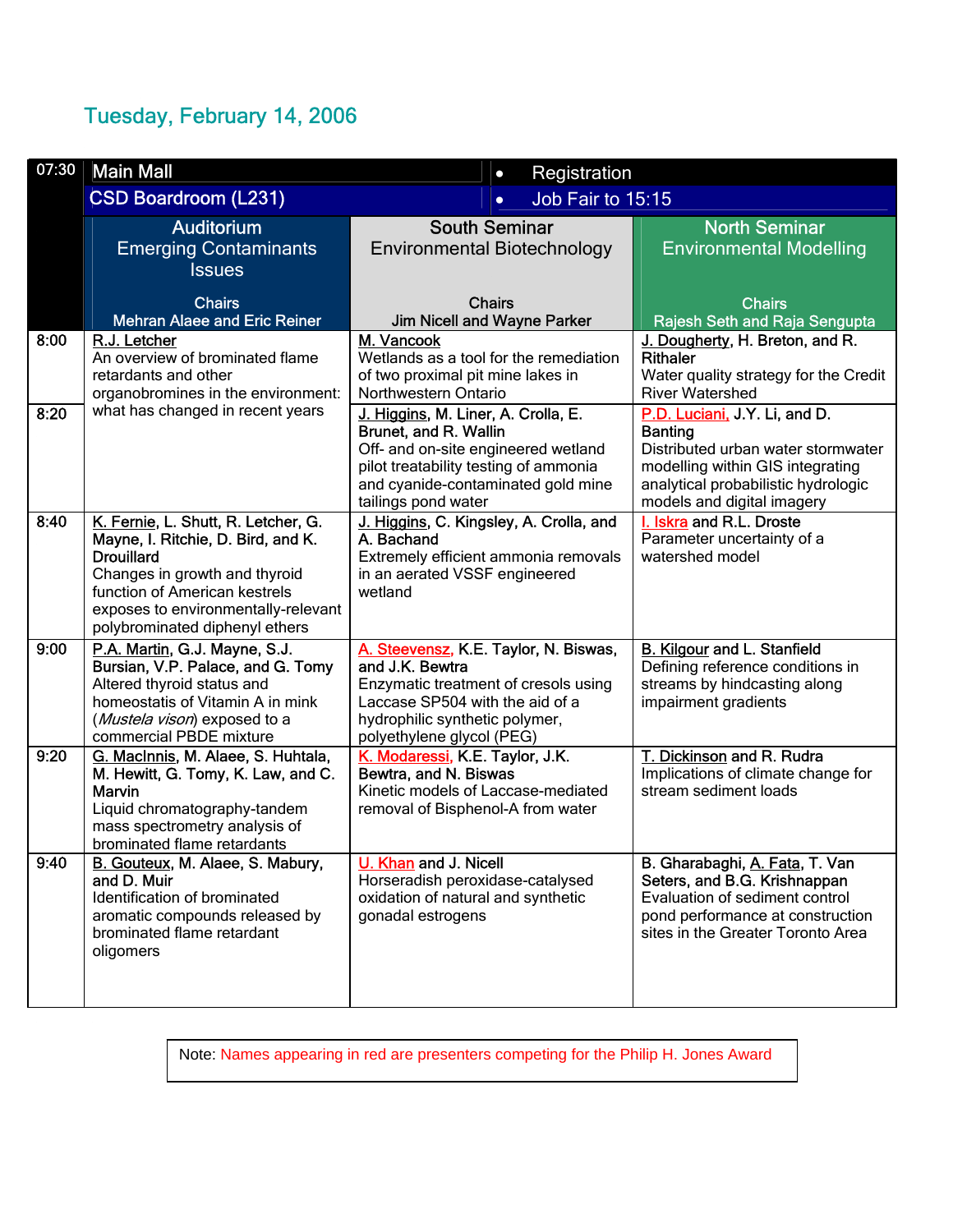## Tuesday, February 14, 2006

| Time | Auditorium<br>Emerging Contaminants Issues<br><br>Chairs<br>Mehran Alaee and Eric Reiner | South Seminar<br>Environmental Biotechnology<br><br>Chairs<br>Jim Nicell and Wayne Parker | North Seminar<br>Environmental Modelling<br><br>Chairs<br>Rajesh Seth and Raja Sengupta |
|---|---|---|---|
| 07:30 | Main Mall — Registration<br>CSD Boardroom (L231) — Job Fair to 15:15 | | |
| 8:00 | R.J. Letcher<br>An overview of brominated flame retardants and other organobromines in the environment: what has changed in recent years | M. Vancook<br>Wetlands as a tool for the remediation of two proximal pit mine lakes in Northwestern Ontario | J. Dougherty, H. Breton, and R. Rithaler<br>Water quality strategy for the Credit River Watershed |
| 8:20 | | J. Higgins, M. Liner, A. Crolla, E. Brunet, and R. Wallin<br>Off- and on-site engineered wetland pilot treatability testing of ammonia and cyanide-contaminated gold mine tailings pond water | P.D. Luciani, J.Y. Li, and D. Banting<br>Distributed urban water stormwater modelling within GIS integrating analytical probabilistic hydrologic models and digital imagery |
| 8:40 | K. Fernie, L. Shutt, R. Letcher, G. Mayne, I. Ritchie, D. Bird, and K. Drouillard<br>Changes in growth and thyroid function of American kestrels exposes to environmentally-relevant polybrominated diphenyl ethers | J. Higgins, C. Kingsley, A. Crolla, and A. Bachand<br>Extremely efficient ammonia removals in an aerated VSSF engineered wetland | I. Iskra and R.L. Droste<br>Parameter uncertainty of a watershed model |
| 9:00 | P.A. Martin, G.J. Mayne, S.J. Bursian, V.P. Palace, and G. Tomy<br>Altered thyroid status and homeostatis of Vitamin A in mink (*Mustela vison*) exposed to a commercial PBDE mixture | A. Steevensz, K.E. Taylor, N. Biswas, and J.K. Bewtra<br>Enzymatic treatment of cresols using Laccase SP504 with the aid of a hydrophilic synthetic polymer, polyethylene glycol (PEG) | B. Kilgour and L. Stanfield<br>Defining reference conditions in streams by hindcasting along impairment gradients |
| 9:20 | G. MacInnis, M. Alaee, S. Huhtala, M. Hewitt, G. Tomy, K. Law, and C. Marvin<br>Liquid chromatography-tandem mass spectrometry analysis of brominated flame retardants | K. Modaressi, K.E. Taylor, J.K. Bewtra, and N. Biswas<br>Kinetic models of Laccase-mediated removal of Bisphenol-A from water | T. Dickinson and R. Rudra<br>Implications of climate change for stream sediment loads |
| 9:40 | B. Gouteux, M. Alaee, S. Mabury, and D. Muir<br>Identification of brominated aromatic compounds released by brominated flame retardant oligomers | U. Khan and J. Nicell<br>Horseradish peroxidase-catalysed oxidation of natural and synthetic gonadal estrogens | B. Gharabaghi, A. Fata, T. Van Seters, and B.G. Krishnappan<br>Evaluation of sediment control pond performance at construction sites in the Greater Toronto Area |

Note: Names appearing in red are presenters competing for the Philip H. Jones Award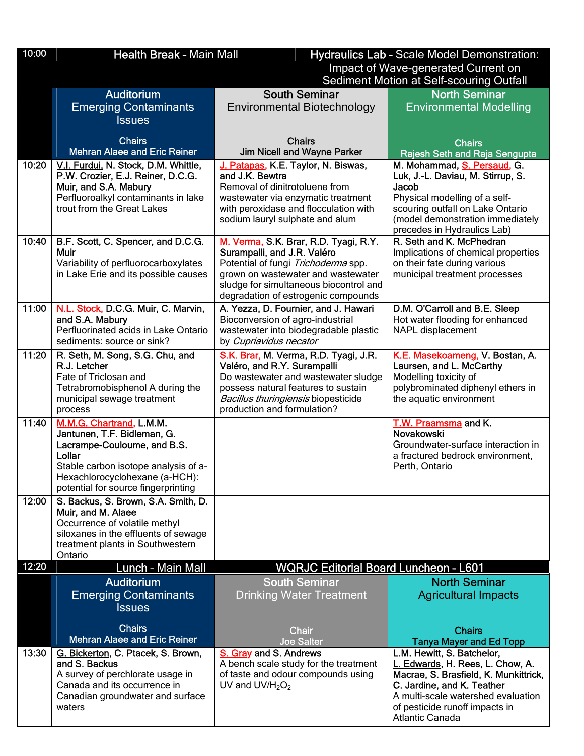| Time | Auditorium | South Seminar | North Seminar |
|---|---|---|---|
| 10:00 | Health Break - Main Mall | | Hydraulics Lab - Scale Model Demonstration: Impact of Wave-generated Current on Sediment Motion at Self-scouring Outfall |
| | **Auditorium**<br>Emerging Contaminants Issues<br><br>Chairs<br>Mehran Alaee and Eric Reiner | **South Seminar**<br>Environmental Biotechnology<br><br>Chairs<br>Jim Nicell and Wayne Parker | **North Seminar**<br>Environmental Modelling<br><br>Chairs<br>Rajesh Seth and Raja Sengupta |
| 10:20 | **V.I. Furdui, N. Stock, D.M. Whittle, P.W. Crozier, E.J. Reiner, D.C.G. Muir, and S.A. Mabury**<br>Perfluoroalkyl contaminants in lake trout from the Great Lakes | **J. Patapas, K.E. Taylor, N. Biswas, and J.K. Bewtra**<br>Removal of dinitrotoluene from wastewater via enzymatic treatment with peroxidase and flocculation with sodium lauryl sulphate and alum | **M. Mohammad, S. Persaud, G. Luk, J.-L. Daviau, M. Stirrup, S. Jacob**<br>Physical modelling of a self-scouring outfall on Lake Ontario (model demonstration immediately precedes in Hydraulics Lab) |
| 10:40 | **B.F. Scott, C. Spencer, and D.C.G. Muir**<br>Variability of perfluorocarboxylates in Lake Erie and its possible causes | **M. Verma, S.K. Brar, R.D. Tyagi, R.Y. Surampalli, and J.R. Valéro**<br>Potential of fungi *Trichoderma* spp. grown on wastewater and wastewater sludge for simultaneous biocontrol and degradation of estrogenic compounds | **R. Seth and K. McPhedran**<br>Implications of chemical properties on their fate during various municipal treatment processes |
| 11:00 | **N.L. Stock, D.C.G. Muir, C. Marvin, and S.A. Mabury**<br>Perfluorinated acids in Lake Ontario sediments: source or sink? | **A. Yezza, D. Fournier, and J. Hawari**<br>Bioconversion of agro-industrial wastewater into biodegradable plastic by *Cupriavidus necator* | **D.M. O'Carroll and B.E. Sleep**<br>Hot water flooding for enhanced NAPL displacement |
| 11:20 | **R. Seth, M. Song, S.G. Chu, and R.J. Letcher**<br>Fate of Triclosan and Tetrabromobisphenol A during the municipal sewage treatment process | **S.K. Brar, M. Verma, R.D. Tyagi, J.R. Valéro, and R.Y. Surampalli**<br>Do wastewater and wastewater sludge possess natural features to sustain *Bacillus thuringiensis* biopesticide production and formulation? | **K.E. Masekoameng, V. Bostan, A. Laursen, and L. McCarthy**<br>Modelling toxicity of polybrominated diphenyl ethers in the aquatic environment |
| 11:40 | **M.M.G. Chartrand, L.M.M. Jantunen, T.F. Bidleman, G. Lacrampe-Couloume, and B.S. Lollar**<br>Stable carbon isotope analysis of a-Hexachlorocyclohexane (a-HCH): potential for source fingerprinting | | **T.W. Praamsma and K. Novakowski**<br>Groundwater-surface interaction in a fractured bedrock environment, Perth, Ontario |
| 12:00 | **S. Backus, S. Brown, S.A. Smith, D. Muir, and M. Alaee**<br>Occurrence of volatile methyl siloxanes in the effluents of sewage treatment plants in Southwestern Ontario | | |
| 12:20 | Lunch - Main Mall | WQRJC Editorial Board Luncheon - L601 | |
| | **Auditorium**<br>Emerging Contaminants Issues<br><br>Chairs<br>Mehran Alaee and Eric Reiner | **South Seminar**<br>Drinking Water Treatment<br><br>Chair<br>Joe Salter | **North Seminar**<br>Agricultural Impacts<br><br>Chairs<br>Tanya Mayer and Ed Topp |
| 13:30 | **G. Bickerton, C. Ptacek, S. Brown, and S. Backus**<br>A survey of perchlorate usage in Canada and its occurrence in Canadian groundwater and surface waters | **S. Gray and S. Andrews**<br>A bench scale study for the treatment of taste and odour compounds using UV and UV/$H_2O_2$ | **L.M. Hewitt, S. Batchelor, L. Edwards, H. Rees, L. Chow, A. Macrae, S. Brasfield, K. Munkittrick, C. Jardine, and K. Teather**<br>A multi-scale watershed evaluation of pesticide runoff impacts in Atlantic Canada |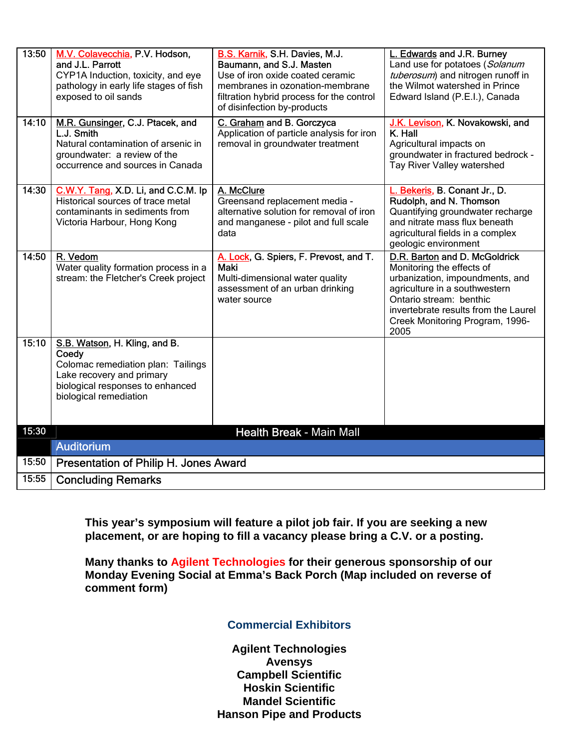| | | | |
|---|---|---|---|
| 13:50 | M.V. Colavecchia, P.V. Hodson, and J.L. Parrott<br>CYP1A Induction, toxicity, and eye pathology in early life stages of fish exposed to oil sands | B.S. Karnik, S.H. Davies, M.J. Baumann, and S.J. Masten<br>Use of iron oxide coated ceramic membranes in ozonation-membrane filtration hybrid process for the control of disinfection by-products | L. Edwards and J.R. Burney<br>Land use for potatoes (*Solanum tuberosum*) and nitrogen runoff in the Wilmot watershed in Prince Edward Island (P.E.I.), Canada |
| 14:10 | M.R. Gunsinger, C.J. Ptacek, and L.J. Smith<br>Natural contamination of arsenic in groundwater: a review of the occurrence and sources in Canada | C. Graham and B. Gorczyca<br>Application of particle analysis for iron removal in groundwater treatment | J.K. Levison, K. Novakowski, and K. Hall<br>Agricultural impacts on groundwater in fractured bedrock - Tay River Valley watershed |
| 14:30 | C.W.Y. Tang, X.D. Li, and C.C.M. Ip<br>Historical sources of trace metal contaminants in sediments from Victoria Harbour, Hong Kong | A. McClure<br>Greensand replacement media - alternative solution for removal of iron and manganese - pilot and full scale data | L. Bekeris, B. Conant Jr., D. Rudolph, and N. Thomson<br>Quantifying groundwater recharge and nitrate mass flux beneath agricultural fields in a complex geologic environment |
| 14:50 | R. Vedom<br>Water quality formation process in a stream: the Fletcher's Creek project | A. Lock, G. Spiers, F. Prevost, and T. Maki<br>Multi-dimensional water quality assessment of an urban drinking water source | D.R. Barton and D. McGoldrick<br>Monitoring the effects of urbanization, impoundments, and agriculture in a southwestern Ontario stream: benthic invertebrate results from the Laurel Creek Monitoring Program, 1996-2005 |
| 15:10 | S.B. Watson, H. Kling, and B. Coedy<br>Colomac remediation plan: Tailings Lake recovery and primary biological responses to enhanced biological remediation | | |
| 15:30 | **Health Break - Main Mall** | | |
| | **Auditorium** | | |
| 15:50 | Presentation of Philip H. Jones Award | | |
| 15:55 | Concluding Remarks | | |

**This year's symposium will feature a pilot job fair. If you are seeking a new placement, or are hoping to fill a vacancy please bring a C.V. or a posting.**

**Many thanks to Agilent Technologies for their generous sponsorship of our Monday Evening Social at Emma's Back Porch (Map included on reverse of comment form)**

## Commercial Exhibitors

**Agilent Technologies**
**Avensys**
**Campbell Scientific**
**Hoskin Scientific**
**Mandel Scientific**
**Hanson Pipe and Products**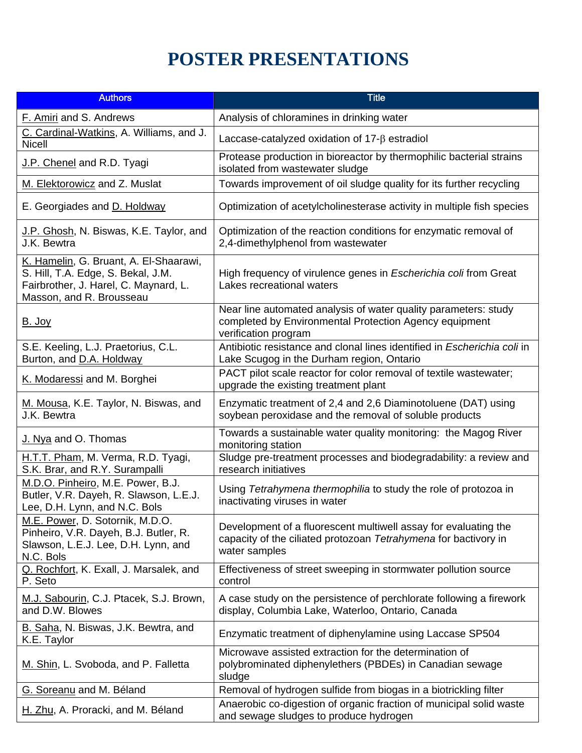# POSTER PRESENTATIONS

| Authors | Title |
| --- | --- |
| F. Amiri and S. Andrews | Analysis of chloramines in drinking water |
| C. Cardinal-Watkins, A. Williams, and J. Nicell | Laccase-catalyzed oxidation of 17-β estradiol |
| J.P. Chenel and R.D. Tyagi | Protease production in bioreactor by thermophilic bacterial strains isolated from wastewater sludge |
| M. Elektorowicz and Z. Muslat | Towards improvement of oil sludge quality for its further recycling |
| E. Georgiades and D. Holdway | Optimization of acetylcholinesterase activity in multiple fish species |
| J.P. Ghosh, N. Biswas, K.E. Taylor, and J.K. Bewtra | Optimization of the reaction conditions for enzymatic removal of 2,4-dimethylphenol from wastewater |
| K. Hamelin, G. Bruant, A. El-Shaarawi, S. Hill, T.A. Edge, S. Bekal, J.M. Fairbrother, J. Harel, C. Maynard, L. Masson, and R. Brousseau | High frequency of virulence genes in *Escherichia coli* from Great Lakes recreational waters |
| B. Joy | Near line automated analysis of water quality parameters: study completed by Environmental Protection Agency equipment verification program |
| S.E. Keeling, L.J. Praetorius, C.L. Burton, and D.A. Holdway | Antibiotic resistance and clonal lines identified in *Escherichia coli* in Lake Scugog in the Durham region, Ontario |
| K. Modaressi and M. Borghei | PACT pilot scale reactor for color removal of textile wastewater; upgrade the existing treatment plant |
| M. Mousa, K.E. Taylor, N. Biswas, and J.K. Bewtra | Enzymatic treatment of 2,4 and 2,6 Diaminotoluene (DAT) using soybean peroxidase and the removal of soluble products |
| J. Nya and O. Thomas | Towards a sustainable water quality monitoring: the Magog River monitoring station |
| H.T.T. Pham, M. Verma, R.D. Tyagi, S.K. Brar, and R.Y. Surampalli | Sludge pre-treatment processes and biodegradability: a review and research initiatives |
| M.D.O. Pinheiro, M.E. Power, B.J. Butler, V.R. Dayeh, R. Slawson, L.E.J. Lee, D.H. Lynn, and N.C. Bols | Using *Tetrahymena thermophilia* to study the role of protozoa in inactivating viruses in water |
| M.E. Power, D. Sotornik, M.D.O. Pinheiro, V.R. Dayeh, B.J. Butler, R. Slawson, L.E.J. Lee, D.H. Lynn, and N.C. Bols | Development of a fluorescent multiwell assay for evaluating the capacity of the ciliated protozoan *Tetrahymena* for bactivory in water samples |
| Q. Rochfort, K. Exall, J. Marsalek, and P. Seto | Effectiveness of street sweeping in stormwater pollution source control |
| M.J. Sabourin, C.J. Ptacek, S.J. Brown, and D.W. Blowes | A case study on the persistence of perchlorate following a firework display, Columbia Lake, Waterloo, Ontario, Canada |
| B. Saha, N. Biswas, J.K. Bewtra, and K.E. Taylor | Enzymatic treatment of diphenylamine using Laccase SP504 |
| M. Shin, L. Svoboda, and P. Falletta | Microwave assisted extraction for the determination of polybrominated diphenylethers (PBDEs) in Canadian sewage sludge |
| G. Soreanu and M. Béland | Removal of hydrogen sulfide from biogas in a biotrickling filter |
| H. Zhu, A. Proracki, and M. Béland | Anaerobic co-digestion of organic fraction of municipal solid waste and sewage sludges to produce hydrogen |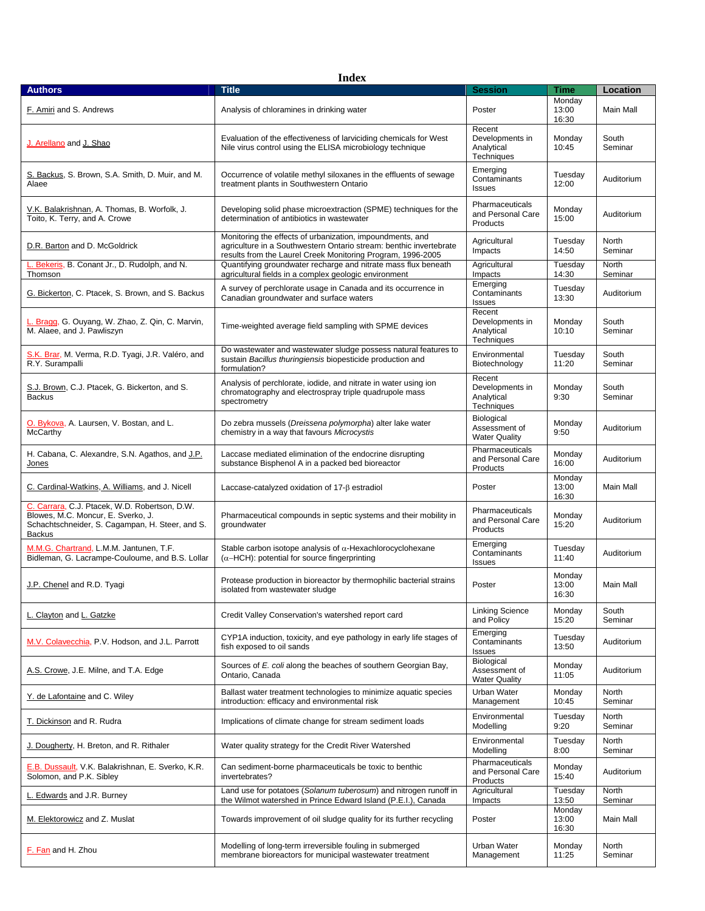# Index

| Authors | Title | Session | Time | Location |
|---|---|---|---|---|
| F. Amiri and S. Andrews | Analysis of chloramines in drinking water | Poster | Monday 13:00 16:30 | Main Mall |
| J. Arellano and J. Shao | Evaluation of the effectiveness of larviciding chemicals for West Nile virus control using the ELISA microbiology technique | Recent Developments in Analytical Techniques | Monday 10:45 | South Seminar |
| S. Backus, S. Brown, S.A. Smith, D. Muir, and M. Alaee | Occurrence of volatile methyl siloxanes in the effluents of sewage treatment plants in Southwestern Ontario | Emerging Contaminants Issues | Tuesday 12:00 | Auditorium |
| V.K. Balakrishnan, A. Thomas, B. Worfolk, J. Toito, K. Terry, and A. Crowe | Developing solid phase microextraction (SPME) techniques for the determination of antibiotics in wastewater | Pharmaceuticals and Personal Care Products | Monday 15:00 | Auditorium |
| D.R. Barton and D. McGoldrick | Monitoring the effects of urbanization, impoundments, and agriculture in a Southwestern Ontario stream: benthic invertebrate results from the Laurel Creek Monitoring Program, 1996-2005 | Agricultural Impacts | Tuesday 14:50 | North Seminar |
| L. Bekeris, B. Conant Jr., D. Rudolph, and N. Thomson | Quantifying groundwater recharge and nitrate mass flux beneath agricultural fields in a complex geologic environment | Agricultural Impacts | Tuesday 14:30 | North Seminar |
| G. Bickerton, C. Ptacek, S. Brown, and S. Backus | A survey of perchlorate usage in Canada and its occurrence in Canadian groundwater and surface waters | Emerging Contaminants Issues | Tuesday 13:30 | Auditorium |
| L. Bragg, G. Ouyang, W. Zhao, Z. Qin, C. Marvin, M. Alaee, and J. Pawliszyn | Time-weighted average field sampling with SPME devices | Recent Developments in Analytical Techniques | Monday 10:10 | South Seminar |
| S.K. Brar, M. Verma, R.D. Tyagi, J.R. Valéro, and R.Y. Surampalli | Do wastewater and wastewater sludge possess natural features to sustain *Bacillus thuringiensis* biopesticide production and formulation? | Environmental Biotechnology | Tuesday 11:20 | South Seminar |
| S.J. Brown, C.J. Ptacek, G. Bickerton, and S. Backus | Analysis of perchlorate, iodide, and nitrate in water using ion chromatography and electrospray triple quadrupole mass spectrometry | Recent Developments in Analytical Techniques | Monday 9:30 | South Seminar |
| O. Bykova, A. Laursen, V. Bostan, and L. McCarthy | Do zebra mussels (*Dreissena polymorpha*) alter lake water chemistry in a way that favours *Microcystis* | Biological Assessment of Water Quality | Monday 9:50 | Auditorium |
| H. Cabana, C. Alexandre, S.N. Agathos, and J.P. Jones | Laccase mediated elimination of the endocrine disrupting substance Bisphenol A in a packed bed bioreactor | Pharmaceuticals and Personal Care Products | Monday 16:00 | Auditorium |
| C. Cardinal-Watkins, A. Williams, and J. Nicell | Laccase-catalyzed oxidation of 17-$\beta$ estradiol | Poster | Monday 13:00 16:30 | Main Mall |
| C. Carrara, C.J. Ptacek, W.D. Robertson, D.W. Blowes, M.C. Moncur, E. Sverko, J. Schachtschneider, S. Cagampan, H. Steer, and S. Backus | Pharmaceutical compounds in septic systems and their mobility in groundwater | Pharmaceuticals and Personal Care Products | Monday 15:20 | Auditorium |
| M.M.G. Chartrand, L.M.M. Jantunen, T.F. Bidleman, G. Lacrampe-Couloume, and B.S. Lollar | Stable carbon isotope analysis of $\alpha$-Hexachlorocyclohexane ($\alpha$–HCH): potential for source fingerprinting | Emerging Contaminants Issues | Tuesday 11:40 | Auditorium |
| J.P. Chenel and R.D. Tyagi | Protease production in bioreactor by thermophilic bacterial strains isolated from wastewater sludge | Poster | Monday 13:00 16:30 | Main Mall |
| L. Clayton and L. Gatzke | Credit Valley Conservation's watershed report card | Linking Science and Policy | Monday 15:20 | South Seminar |
| M.V. Colavecchia, P.V. Hodson, and J.L. Parrott | CYP1A induction, toxicity, and eye pathology in early life stages of fish exposed to oil sands | Emerging Contaminants Issues | Tuesday 13:50 | Auditorium |
| A.S. Crowe, J.E. Milne, and T.A. Edge | Sources of *E. coli* along the beaches of southern Georgian Bay, Ontario, Canada | Biological Assessment of Water Quality | Monday 11:05 | Auditorium |
| Y. de Lafontaine and C. Wiley | Ballast water treatment technologies to minimize aquatic species introduction: efficacy and environmental risk | Urban Water Management | Monday 10:45 | North Seminar |
| T. Dickinson and R. Rudra | Implications of climate change for stream sediment loads | Environmental Modelling | Tuesday 9:20 | North Seminar |
| J. Dougherty, H. Breton, and R. Rithaler | Water quality strategy for the Credit River Watershed | Environmental Modelling | Tuesday 8:00 | North Seminar |
| E.B. Dussault, V.K. Balakrishnan, E. Sverko, K.R. Solomon, and P.K. Sibley | Can sediment-borne pharmaceuticals be toxic to benthic invertebrates? | Pharmaceuticals and Personal Care Products | Monday 15:40 | Auditorium |
| L. Edwards and J.R. Burney | Land use for potatoes (*Solanum tuberosum*) and nitrogen runoff in the Wilmot watershed in Prince Edward Island (P.E.I.), Canada | Agricultural Impacts | Tuesday 13:50 | North Seminar |
| M. Elektorowicz and Z. Muslat | Towards improvement of oil sludge quality for its further recycling | Poster | Monday 13:00 16:30 | Main Mall |
| F. Fan and H. Zhou | Modelling of long-term irreversible fouling in submerged membrane bioreactors for municipal wastewater treatment | Urban Water Management | Monday 11:25 | North Seminar |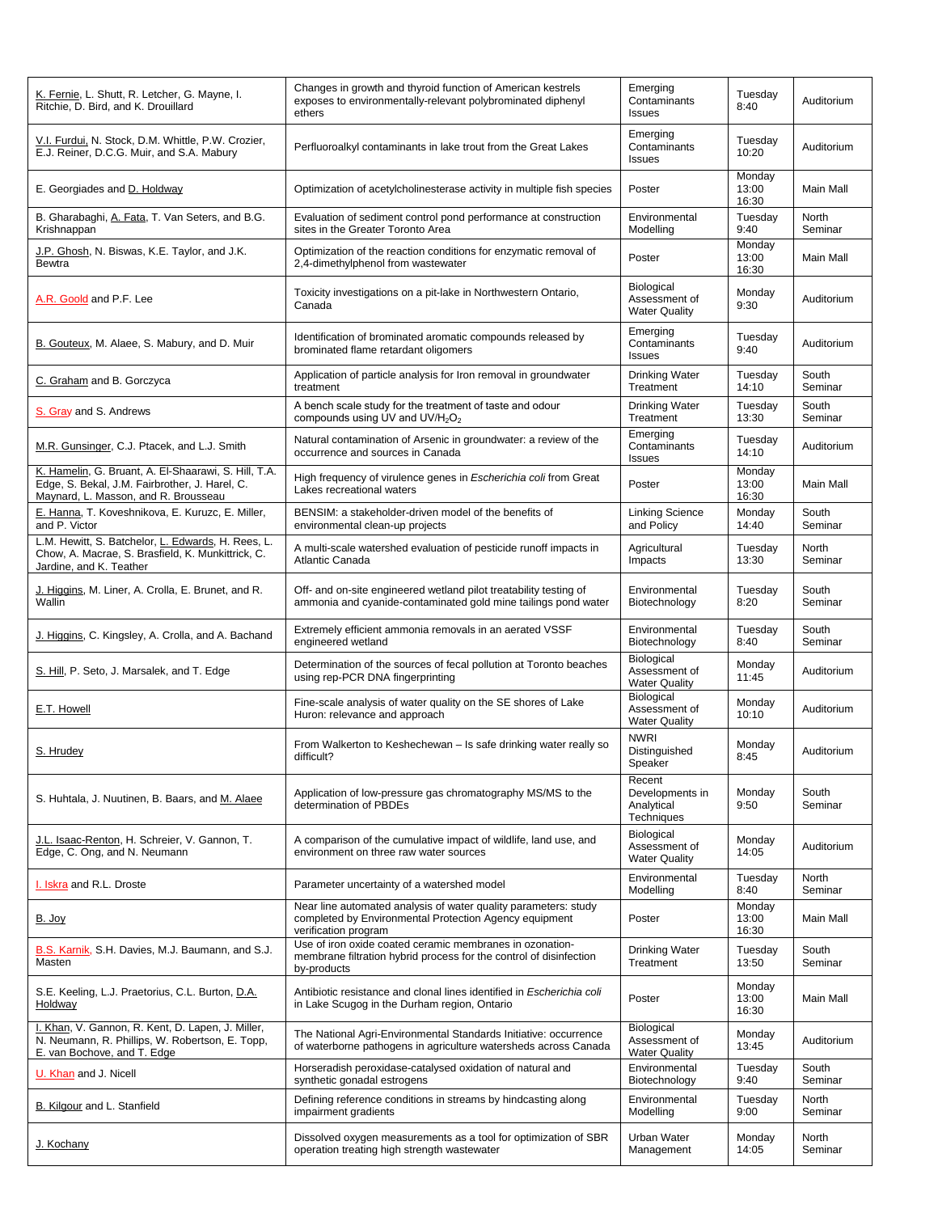| | | | | |
|---|---|---|---|---|
| K. Fernie, L. Shutt, R. Letcher, G. Mayne, I. Ritchie, D. Bird, and K. Drouillard | Changes in growth and thyroid function of American kestrels exposes to environmentally-relevant polybrominated diphenyl ethers | Emerging Contaminants Issues | Tuesday 8:40 | Auditorium |
| V.I. Furdui, N. Stock, D.M. Whittle, P.W. Crozier, E.J. Reiner, D.C.G. Muir, and S.A. Mabury | Perfluoroalkyl contaminants in lake trout from the Great Lakes | Emerging Contaminants Issues | Tuesday 10:20 | Auditorium |
| E. Georgiades and D. Holdway | Optimization of acetylcholinesterase activity in multiple fish species | Poster | Monday 13:00 16:30 | Main Mall |
| B. Gharabaghi, A. Fata, T. Van Seters, and B.G. Krishnappan | Evaluation of sediment control pond performance at construction sites in the Greater Toronto Area | Environmental Modelling | Tuesday 9:40 | North Seminar |
| J.P. Ghosh, N. Biswas, K.E. Taylor, and J.K. Bewtra | Optimization of the reaction conditions for enzymatic removal of 2,4-dimethylphenol from wastewater | Poster | Monday 13:00 16:30 | Main Mall |
| A.R. Goold and P.F. Lee | Toxicity investigations on a pit-lake in Northwestern Ontario, Canada | Biological Assessment of Water Quality | Monday 9:30 | Auditorium |
| B. Gouteux, M. Alaee, S. Mabury, and D. Muir | Identification of brominated aromatic compounds released by brominated flame retardant oligomers | Emerging Contaminants Issues | Tuesday 9:40 | Auditorium |
| C. Graham and B. Gorczyca | Application of particle analysis for Iron removal in groundwater treatment | Drinking Water Treatment | Tuesday 14:10 | South Seminar |
| S. Gray and S. Andrews | A bench scale study for the treatment of taste and odour compounds using UV and UV/$H_2O_2$ | Drinking Water Treatment | Tuesday 13:30 | South Seminar |
| M.R. Gunsinger, C.J. Ptacek, and L.J. Smith | Natural contamination of Arsenic in groundwater: a review of the occurrence and sources in Canada | Emerging Contaminants Issues | Tuesday 14:10 | Auditorium |
| K. Hamelin, G. Bruant, A. El-Shaarawi, S. Hill, T.A. Edge, S. Bekal, J.M. Fairbrother, J. Harel, C. Maynard, L. Masson, and R. Brousseau | High frequency of virulence genes in *Escherichia coli* from Great Lakes recreational waters | Poster | Monday 13:00 16:30 | Main Mall |
| E. Hanna, T. Koveshnikova, E. Kuruzc, E. Miller, and P. Victor | BENSIM: a stakeholder-driven model of the benefits of environmental clean-up projects | Linking Science and Policy | Monday 14:40 | South Seminar |
| L.M. Hewitt, S. Batchelor, L. Edwards, H. Rees, L. Chow, A. Macrae, S. Brasfield, K. Munkittrick, C. Jardine, and K. Teather | A multi-scale watershed evaluation of pesticide runoff impacts in Atlantic Canada | Agricultural Impacts | Tuesday 13:30 | North Seminar |
| J. Higgins, M. Liner, A. Crolla, E. Brunet, and R. Wallin | Off- and on-site engineered wetland pilot treatability testing of ammonia and cyanide-contaminated gold mine tailings pond water | Environmental Biotechnology | Tuesday 8:20 | South Seminar |
| J. Higgins, C. Kingsley, A. Crolla, and A. Bachand | Extremely efficient ammonia removals in an aerated VSSF engineered wetland | Environmental Biotechnology | Tuesday 8:40 | South Seminar |
| S. Hill, P. Seto, J. Marsalek, and T. Edge | Determination of the sources of fecal pollution at Toronto beaches using rep-PCR DNA fingerprinting | Biological Assessment of Water Quality | Monday 11:45 | Auditorium |
| E.T. Howell | Fine-scale analysis of water quality on the SE shores of Lake Huron: relevance and approach | Biological Assessment of Water Quality | Monday 10:10 | Auditorium |
| S. Hrudey | From Walkerton to Keshechewan – Is safe drinking water really so difficult? | NWRI Distinguished Speaker | Monday 8:45 | Auditorium |
| S. Huhtala, J. Nuutinen, B. Baars, and M. Alaee | Application of low-pressure gas chromatography MS/MS to the determination of PBDEs | Recent Developments in Analytical Techniques | Monday 9:50 | South Seminar |
| J.L. Isaac-Renton, H. Schreier, V. Gannon, T. Edge, C. Ong, and N. Neumann | A comparison of the cumulative impact of wildlife, land use, and environment on three raw water sources | Biological Assessment of Water Quality | Monday 14:05 | Auditorium |
| I. Iskra and R.L. Droste | Parameter uncertainty of a watershed model | Environmental Modelling | Tuesday 8:40 | North Seminar |
| B. Joy | Near line automated analysis of water quality parameters: study completed by Environmental Protection Agency equipment verification program | Poster | Monday 13:00 16:30 | Main Mall |
| B.S. Karnik, S.H. Davies, M.J. Baumann, and S.J. Masten | Use of iron oxide coated ceramic membranes in ozonation-membrane filtration hybrid process for the control of disinfection by-products | Drinking Water Treatment | Tuesday 13:50 | South Seminar |
| S.E. Keeling, L.J. Praetorius, C.L. Burton, D.A. Holdway | Antibiotic resistance and clonal lines identified in *Escherichia coli* in Lake Scugog in the Durham region, Ontario | Poster | Monday 13:00 16:30 | Main Mall |
| I. Khan, V. Gannon, R. Kent, D. Lapen, J. Miller, N. Neumann, R. Phillips, W. Robertson, E. Topp, E. van Bochove, and T. Edge | The National Agri-Environmental Standards Initiative: occurrence of waterborne pathogens in agriculture watersheds across Canada | Biological Assessment of Water Quality | Monday 13:45 | Auditorium |
| U. Khan and J. Nicell | Horseradish peroxidase-catalysed oxidation of natural and synthetic gonadal estrogens | Environmental Biotechnology | Tuesday 9:40 | South Seminar |
| B. Kilgour and L. Stanfield | Defining reference conditions in streams by hindcasting along impairment gradients | Environmental Modelling | Tuesday 9:00 | North Seminar |
| J. Kochany | Dissolved oxygen measurements as a tool for optimization of SBR operation treating high strength wastewater | Urban Water Management | Monday 14:05 | North Seminar |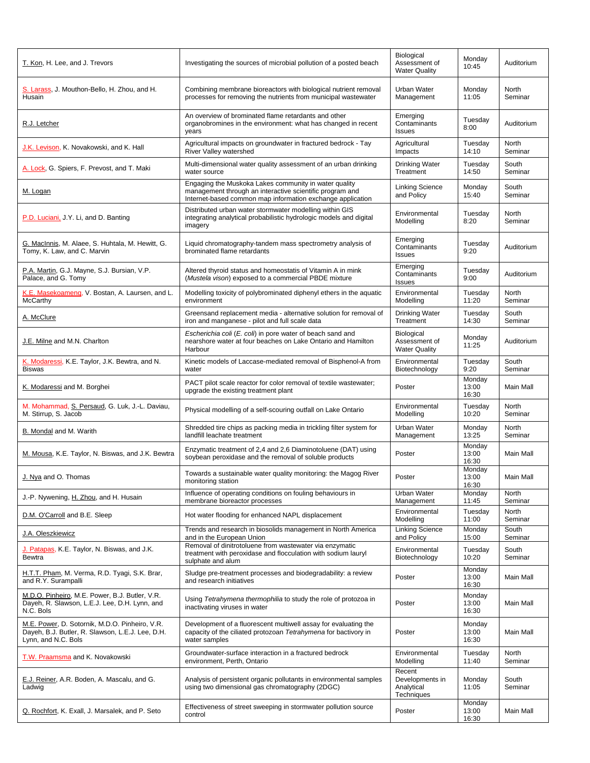| | | | | |
|---|---|---|---|---|
| T. Kon, H. Lee, and J. Trevors | Investigating the sources of microbial pollution of a posted beach | Biological Assessment of Water Quality | Monday 10:45 | Auditorium |
| S. Larass, J. Mouthon-Bello, H. Zhou, and H. Husain | Combining membrane bioreactors with biological nutrient removal processes for removing the nutrients from municipal wastewater | Urban Water Management | Monday 11:05 | North Seminar |
| R.J. Letcher | An overview of brominated flame retardants and other organobromines in the environment: what has changed in recent years | Emerging Contaminants Issues | Tuesday 8:00 | Auditorium |
| J.K. Levison, K. Novakowski, and K. Hall | Agricultural impacts on groundwater in fractured bedrock - Tay River Valley watershed | Agricultural Impacts | Tuesday 14:10 | North Seminar |
| A. Lock, G. Spiers, F. Prevost, and T. Maki | Multi-dimensional water quality assessment of an urban drinking water source | Drinking Water Treatment | Tuesday 14:50 | South Seminar |
| M. Logan | Engaging the Muskoka Lakes community in water quality management through an interactive scientific program and Internet-based common map information exchange application | Linking Science and Policy | Monday 15:40 | South Seminar |
| P.D. Luciani, J.Y. Li, and D. Banting | Distributed urban water stormwater modelling within GIS integrating analytical probabilistic hydrologic models and digital imagery | Environmental Modelling | Tuesday 8:20 | North Seminar |
| G. MacInnis, M. Alaee, S. Huhtala, M. Hewitt, G. Tomy, K. Law, and C. Marvin | Liquid chromatography-tandem mass spectrometry analysis of brominated flame retardants | Emerging Contaminants Issues | Tuesday 9:20 | Auditorium |
| P.A. Martin, G.J. Mayne, S.J. Bursian, V.P. Palace, and G. Tomy | Altered thyroid status and homeostatis of Vitamin A in mink (*Mustela vison*) exposed to a commercial PBDE mixture | Emerging Contaminants Issues | Tuesday 9:00 | Auditorium |
| K.E. Masekoameng, V. Bostan, A. Laursen, and L. McCarthy | Modelling toxicity of polybrominated diphenyl ethers in the aquatic environment | Environmental Modelling | Tuesday 11:20 | North Seminar |
| A. McClure | Greensand replacement media - alternative solution for removal of iron and manganese - pilot and full scale data | Drinking Water Treatment | Tuesday 14:30 | South Seminar |
| J.E. Milne and M.N. Charlton | *Escherichia coli* (*E. coli*) in pore water of beach sand and nearshore water at four beaches on Lake Ontario and Hamilton Harbour | Biological Assessment of Water Quality | Monday 11:25 | Auditorium |
| K. Modaressi, K.E. Taylor, J.K. Bewtra, and N. Biswas | Kinetic models of Laccase-mediated removal of Bisphenol-A from water | Environmental Biotechnology | Tuesday 9:20 | South Seminar |
| K. Modaressi and M. Borghei | PACT pilot scale reactor for color removal of textile wastewater; upgrade the existing treatment plant | Poster | Monday 13:00 16:30 | Main Mall |
| M. Mohammad, S. Persaud, G. Luk, J.-L. Daviau, M. Stirrup, S. Jacob | Physical modelling of a self-scouring outfall on Lake Ontario | Environmental Modelling | Tuesday 10:20 | North Seminar |
| B. Mondal and M. Warith | Shredded tire chips as packing media in trickling filter system for landfill leachate treatment | Urban Water Management | Monday 13:25 | North Seminar |
| M. Mousa, K.E. Taylor, N. Biswas, and J.K. Bewtra | Enzymatic treatment of 2,4 and 2,6 Diaminotoluene (DAT) using soybean peroxidase and the removal of soluble products | Poster | Monday 13:00 16:30 | Main Mall |
| J. Nya and O. Thomas | Towards a sustainable water quality monitoring: the Magog River monitoring station | Poster | Monday 13:00 16:30 | Main Mall |
| J.-P. Nywening, H. Zhou, and H. Husain | Influence of operating conditions on fouling behaviours in membrane bioreactor processes | Urban Water Management | Monday 11:45 | North Seminar |
| D.M. O'Carroll and B.E. Sleep | Hot water flooding for enhanced NAPL displacement | Environmental Modelling | Tuesday 11:00 | North Seminar |
| J.A. Oleszkiewicz | Trends and research in biosolids management in North America and in the European Union | Linking Science and Policy | Monday 15:00 | South Seminar |
| J. Patapas, K.E. Taylor, N. Biswas, and J.K. Bewtra | Removal of dinitrotoluene from wastewater via enzymatic treatment with peroxidase and flocculation with sodium lauryl sulphate and alum | Environmental Biotechnology | Tuesday 10:20 | South Seminar |
| H.T.T. Pham, M. Verma, R.D. Tyagi, S.K. Brar, and R.Y. Surampalli | Sludge pre-treatment processes and biodegradability: a review and research initiatives | Poster | Monday 13:00 16:30 | Main Mall |
| M.D.O. Pinheiro, M.E. Power, B.J. Butler, V.R. Dayeh, R. Slawson, L.E.J. Lee, D.H. Lynn, and N.C. Bols | Using *Tetrahymena thermophilia* to study the role of protozoa in inactivating viruses in water | Poster | Monday 13:00 16:30 | Main Mall |
| M.E. Power, D. Sotornik, M.D.O. Pinheiro, V.R. Dayeh, B.J. Butler, R. Slawson, L.E.J. Lee, D.H. Lynn, and N.C. Bols | Development of a fluorescent multiwell assay for evaluating the capacity of the ciliated protozoan *Tetrahymena* for bactivory in water samples | Poster | Monday 13:00 16:30 | Main Mall |
| T.W. Praamsma and K. Novakowski | Groundwater-surface interaction in a fractured bedrock environment, Perth, Ontario | Environmental Modelling | Tuesday 11:40 | North Seminar |
| E.J. Reiner, A.R. Boden, A. Mascalu, and G. Ladwig | Analysis of persistent organic pollutants in environmental samples using two dimensional gas chromatography (2DGC) | Recent Developments in Analytical Techniques | Monday 11:05 | South Seminar |
| Q. Rochfort, K. Exall, J. Marsalek, and P. Seto | Effectiveness of street sweeping in stormwater pollution source control | Poster | Monday 13:00 16:30 | Main Mall |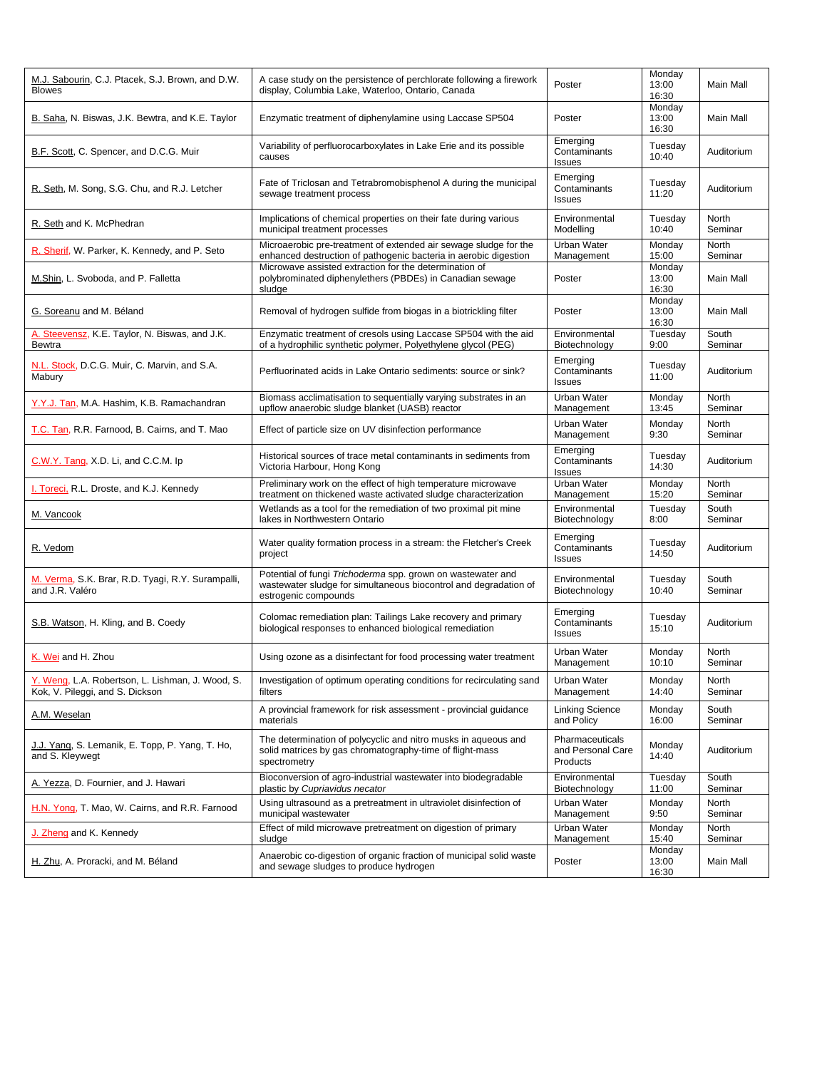| | | | | |
|---|---|---|---|---|
| M.J. Sabourin, C.J. Ptacek, S.J. Brown, and D.W. Blowes | A case study on the persistence of perchlorate following a firework display, Columbia Lake, Waterloo, Ontario, Canada | Poster | Monday 13:00 16:30 | Main Mall |
| B. Saha, N. Biswas, J.K. Bewtra, and K.E. Taylor | Enzymatic treatment of diphenylamine using Laccase SP504 | Poster | Monday 13:00 16:30 | Main Mall |
| B.F. Scott, C. Spencer, and D.C.G. Muir | Variability of perfluorocarboxylates in Lake Erie and its possible causes | Emerging Contaminants Issues | Tuesday 10:40 | Auditorium |
| R. Seth, M. Song, S.G. Chu, and R.J. Letcher | Fate of Triclosan and Tetrabromobisphenol A during the municipal sewage treatment process | Emerging Contaminants Issues | Tuesday 11:20 | Auditorium |
| R. Seth and K. McPhedran | Implications of chemical properties on their fate during various municipal treatment processes | Environmental Modelling | Tuesday 10:40 | North Seminar |
| R. Sherif, W. Parker, K. Kennedy, and P. Seto | Microaerobic pre-treatment of extended air sewage sludge for the enhanced destruction of pathogenic bacteria in aerobic digestion | Urban Water Management | Monday 15:00 | North Seminar |
| M.Shin, L. Svoboda, and P. Falletta | Microwave assisted extraction for the determination of polybrominated diphenylethers (PBDEs) in Canadian sewage sludge | Poster | Monday 13:00 16:30 | Main Mall |
| G. Soreanu and M. Béland | Removal of hydrogen sulfide from biogas in a biotrickling filter | Poster | Monday 13:00 16:30 | Main Mall |
| A. Steevensz, K.E. Taylor, N. Biswas, and J.K. Bewtra | Enzymatic treatment of cresols using Laccase SP504 with the aid of a hydrophilic synthetic polymer, Polyethylene glycol (PEG) | Environmental Biotechnology | Tuesday 9:00 | South Seminar |
| N.L. Stock, D.C.G. Muir, C. Marvin, and S.A. Mabury | Perfluorinated acids in Lake Ontario sediments: source or sink? | Emerging Contaminants Issues | Tuesday 11:00 | Auditorium |
| Y.Y.J. Tan, M.A. Hashim, K.B. Ramachandran | Biomass acclimatisation to sequentially varying substrates in an upflow anaerobic sludge blanket (UASB) reactor | Urban Water Management | Monday 13:45 | North Seminar |
| T.C. Tan, R.R. Farnood, B. Cairns, and T. Mao | Effect of particle size on UV disinfection performance | Urban Water Management | Monday 9:30 | North Seminar |
| C.W.Y. Tang, X.D. Li, and C.C.M. Ip | Historical sources of trace metal contaminants in sediments from Victoria Harbour, Hong Kong | Emerging Contaminants Issues | Tuesday 14:30 | Auditorium |
| I. Toreci, R.L. Droste, and K.J. Kennedy | Preliminary work on the effect of high temperature microwave treatment on thickened waste activated sludge characterization | Urban Water Management | Monday 15:20 | North Seminar |
| M. Vancook | Wetlands as a tool for the remediation of two proximal pit mine lakes in Northwestern Ontario | Environmental Biotechnology | Tuesday 8:00 | South Seminar |
| R. Vedom | Water quality formation process in a stream: the Fletcher's Creek project | Emerging Contaminants Issues | Tuesday 14:50 | Auditorium |
| M. Verma, S.K. Brar, R.D. Tyagi, R.Y. Surampalli, and J.R. Valéro | Potential of fungi *Trichoderma* spp. grown on wastewater and wastewater sludge for simultaneous biocontrol and degradation of estrogenic compounds | Environmental Biotechnology | Tuesday 10:40 | South Seminar |
| S.B. Watson, H. Kling, and B. Coedy | Colomac remediation plan: Tailings Lake recovery and primary biological responses to enhanced biological remediation | Emerging Contaminants Issues | Tuesday 15:10 | Auditorium |
| K. Wei and H. Zhou | Using ozone as a disinfectant for food processing water treatment | Urban Water Management | Monday 10:10 | North Seminar |
| Y. Weng, L.A. Robertson, L. Lishman, J. Wood, S. Kok, V. Pileggi, and S. Dickson | Investigation of optimum operating conditions for recirculating sand filters | Urban Water Management | Monday 14:40 | North Seminar |
| A.M. Weselan | A provincial framework for risk assessment - provincial guidance materials | Linking Science and Policy | Monday 16:00 | South Seminar |
| J.J. Yang, S. Lemanik, E. Topp, P. Yang, T. Ho, and S. Kleywegt | The determination of polycyclic and nitro musks in aqueous and solid matrices by gas chromatography-time of flight-mass spectrometry | Pharmaceuticals and Personal Care Products | Monday 14:40 | Auditorium |
| A. Yezza, D. Fournier, and J. Hawari | Bioconversion of agro-industrial wastewater into biodegradable plastic by *Cupriavidus necator* | Environmental Biotechnology | Tuesday 11:00 | South Seminar |
| H.N. Yong, T. Mao, W. Cairns, and R.R. Farnood | Using ultrasound as a pretreatment in ultraviolet disinfection of municipal wastewater | Urban Water Management | Monday 9:50 | North Seminar |
| J. Zheng and K. Kennedy | Effect of mild microwave pretreatment on digestion of primary sludge | Urban Water Management | Monday 15:40 | North Seminar |
| H. Zhu, A. Proracki, and M. Béland | Anaerobic co-digestion of organic fraction of municipal solid waste and sewage sludges to produce hydrogen | Poster | Monday 13:00 16:30 | Main Mall |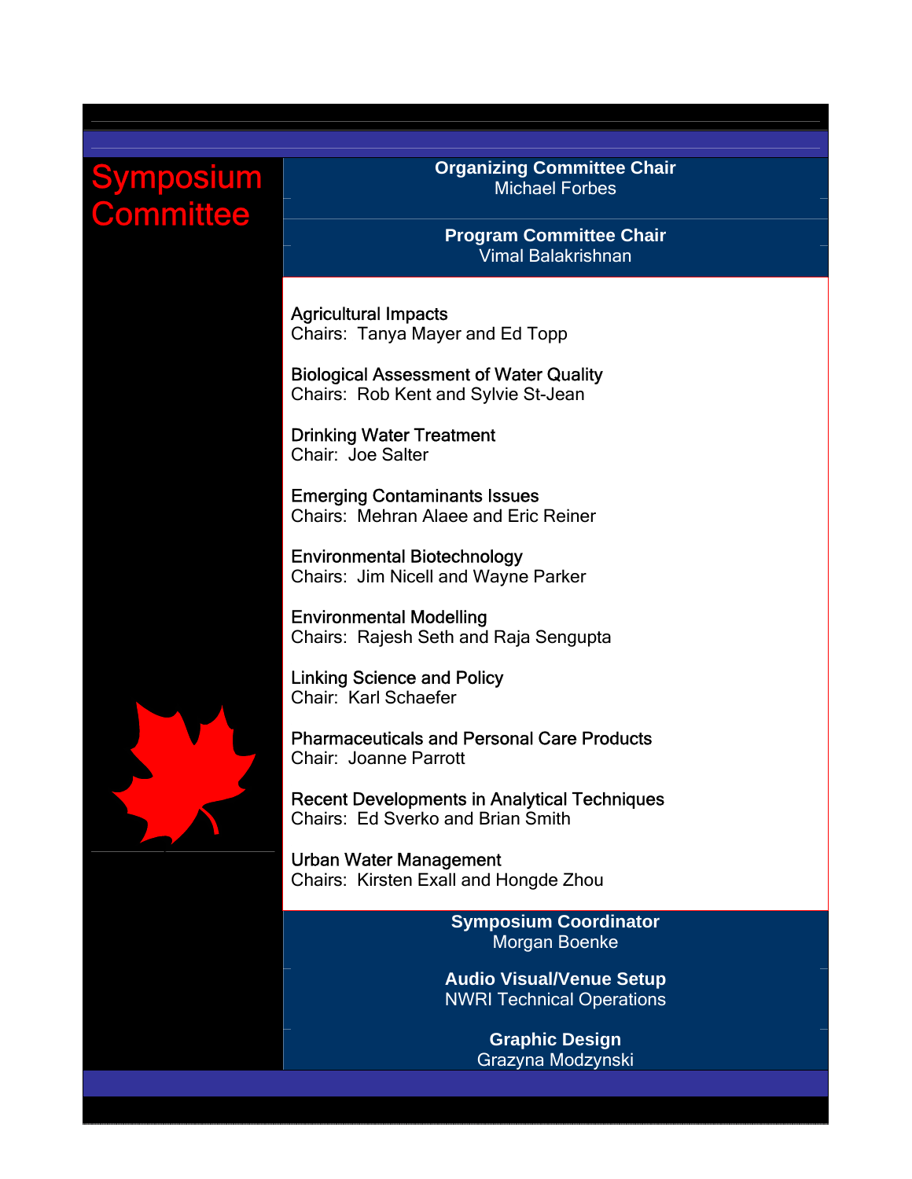# Symposium Committee

**Organizing Committee Chair**
Michael Forbes

**Program Committee Chair**
Vimal Balakrishnan

Agricultural Impacts
Chairs: Tanya Mayer and Ed Topp

Biological Assessment of Water Quality
Chairs: Rob Kent and Sylvie St-Jean

Drinking Water Treatment
Chair: Joe Salter

Emerging Contaminants Issues
Chairs: Mehran Alaee and Eric Reiner

Environmental Biotechnology
Chairs: Jim Nicell and Wayne Parker

Environmental Modelling
Chairs: Rajesh Seth and Raja Sengupta

Linking Science and Policy
Chair: Karl Schaefer

Pharmaceuticals and Personal Care Products
Chair: Joanne Parrott

Recent Developments in Analytical Techniques
Chairs: Ed Sverko and Brian Smith

Urban Water Management
Chairs: Kirsten Exall and Hongde Zhou

**Symposium Coordinator**
Morgan Boenke

**Audio Visual/Venue Setup**
NWRI Technical Operations

**Graphic Design**
Grazyna Modzynski